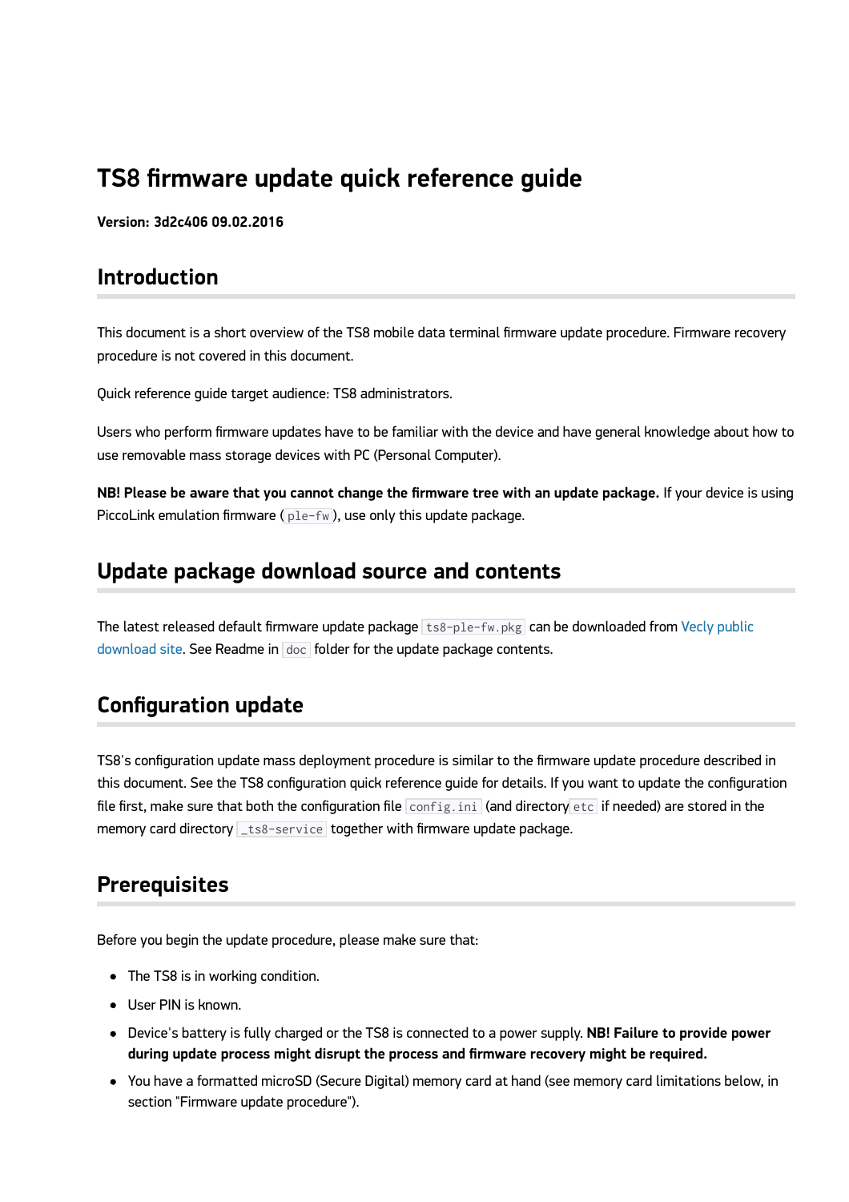# TS8 firmware update quick reference guide

**Version: 3d2c406 09.02.2016**

## Introduction

This document is a short overview of the TS8 mobile data terminal firmware update procedure. Firmware recovery procedure is not covered in this document.

Quick reference guide target audience: TS8 administrators.

Users who perform firmware updates have to be familiar with the device and have general knowledge about how to use removable mass storage devices with PC (Personal Computer).

**NB! Please be aware that you cannot change the firmware tree with an update package.** If your device is using PiccoLink emulation firmware (`ple-fw`), use only this update package.

## Update package download source and contents

The latest released default firmware update package `ts8-ple-fw.pkg` can be downloaded from Vecly public download site. See Readme in `doc` folder for the update package contents.

## Configuration update

TS8's configuration update mass deployment procedure is similar to the firmware update procedure described in this document. See the TS8 configuration quick reference guide for details. If you want to update the configuration file first, make sure that both the configuration file `config.ini` (and directory `etc` if needed) are stored in the memory card directory `_ts8-service` together with firmware update package.

## Prerequisites

Before you begin the update procedure, please make sure that:

- The TS8 is in working condition.
- User PIN is known.
- Device's battery is fully charged or the TS8 is connected to a power supply. **NB! Failure to provide power during update process might disrupt the process and firmware recovery might be required.**
- You have a formatted microSD (Secure Digital) memory card at hand (see memory card limitations below, in section "Firmware update procedure").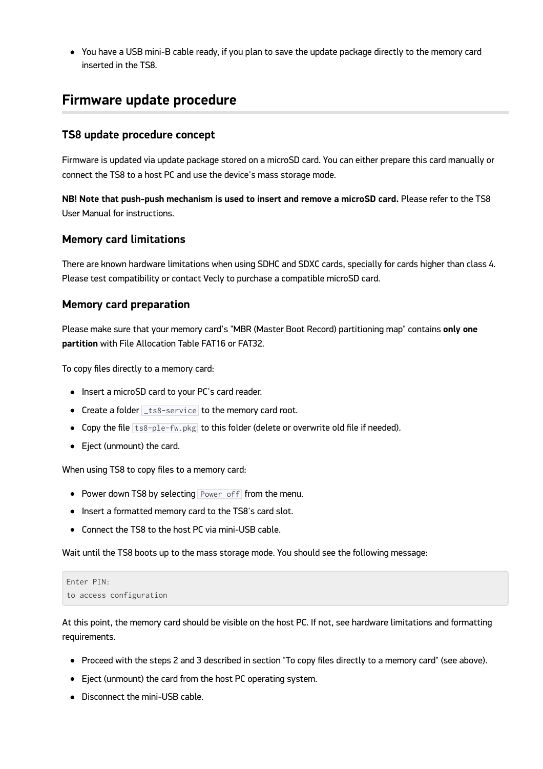- You have a USB mini-B cable ready, if you plan to save the update package directly to the memory card inserted in the TS8.

## Firmware update procedure

### TS8 update procedure concept

Firmware is updated via update package stored on a microSD card. You can either prepare this card manually or connect the TS8 to a host PC and use the device's mass storage mode.

**NB! Note that push-push mechanism is used to insert and remove a microSD card.** Please refer to the TS8 User Manual for instructions.

### Memory card limitations

There are known hardware limitations when using SDHC and SDXC cards, specially for cards higher than class 4. Please test compatibility or contact Vecly to purchase a compatible microSD card.

### Memory card preparation

Please make sure that your memory card's "MBR (Master Boot Record) partitioning map" contains **only one partition** with File Allocation Table FAT16 or FAT32.

To copy files directly to a memory card:

- Insert a microSD card to your PC's card reader.
- Create a folder `_ts8-service` to the memory card root.
- Copy the file `ts8-ple-fw.pkg` to this folder (delete or overwrite old file if needed).
- Eject (unmount) the card.

When using TS8 to copy files to a memory card:

- Power down TS8 by selecting `Power off` from the menu.
- Insert a formatted memory card to the TS8's card slot.
- Connect the TS8 to the host PC via mini-USB cable.

Wait until the TS8 boots up to the mass storage mode. You should see the following message:

```
Enter PIN:
to access configuration
```

At this point, the memory card should be visible on the host PC. If not, see hardware limitations and formatting requirements.

- Proceed with the steps 2 and 3 described in section "To copy files directly to a memory card" (see above).
- Eject (unmount) the card from the host PC operating system.
- Disconnect the mini-USB cable.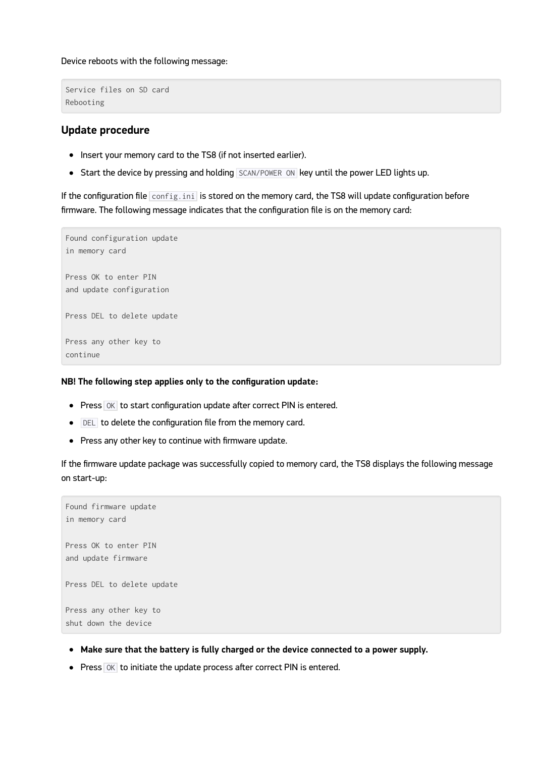Device reboots with the following message:

```
Service files on SD card
Rebooting
```

## Update procedure

- Insert your memory card to the TS8 (if not inserted earlier).
- Start the device by pressing and holding `SCAN/POWER ON` key until the power LED lights up.

If the configuration file `config.ini` is stored on the memory card, the TS8 will update configuration before firmware. The following message indicates that the configuration file is on the memory card:

```
Found configuration update
in memory card

Press OK to enter PIN
and update configuration

Press DEL to delete update

Press any other key to
continue
```

**NB! The following step applies only to the configuration update:**

- Press `OK` to start configuration update after correct PIN is entered.
- `DEL` to delete the configuration file from the memory card.
- Press any other key to continue with firmware update.

If the firmware update package was successfully copied to memory card, the TS8 displays the following message on start-up:

```
Found firmware update
in memory card

Press OK to enter PIN
and update firmware

Press DEL to delete update

Press any other key to
shut down the device
```

- **Make sure that the battery is fully charged or the device connected to a power supply.**
- Press `OK` to initiate the update process after correct PIN is entered.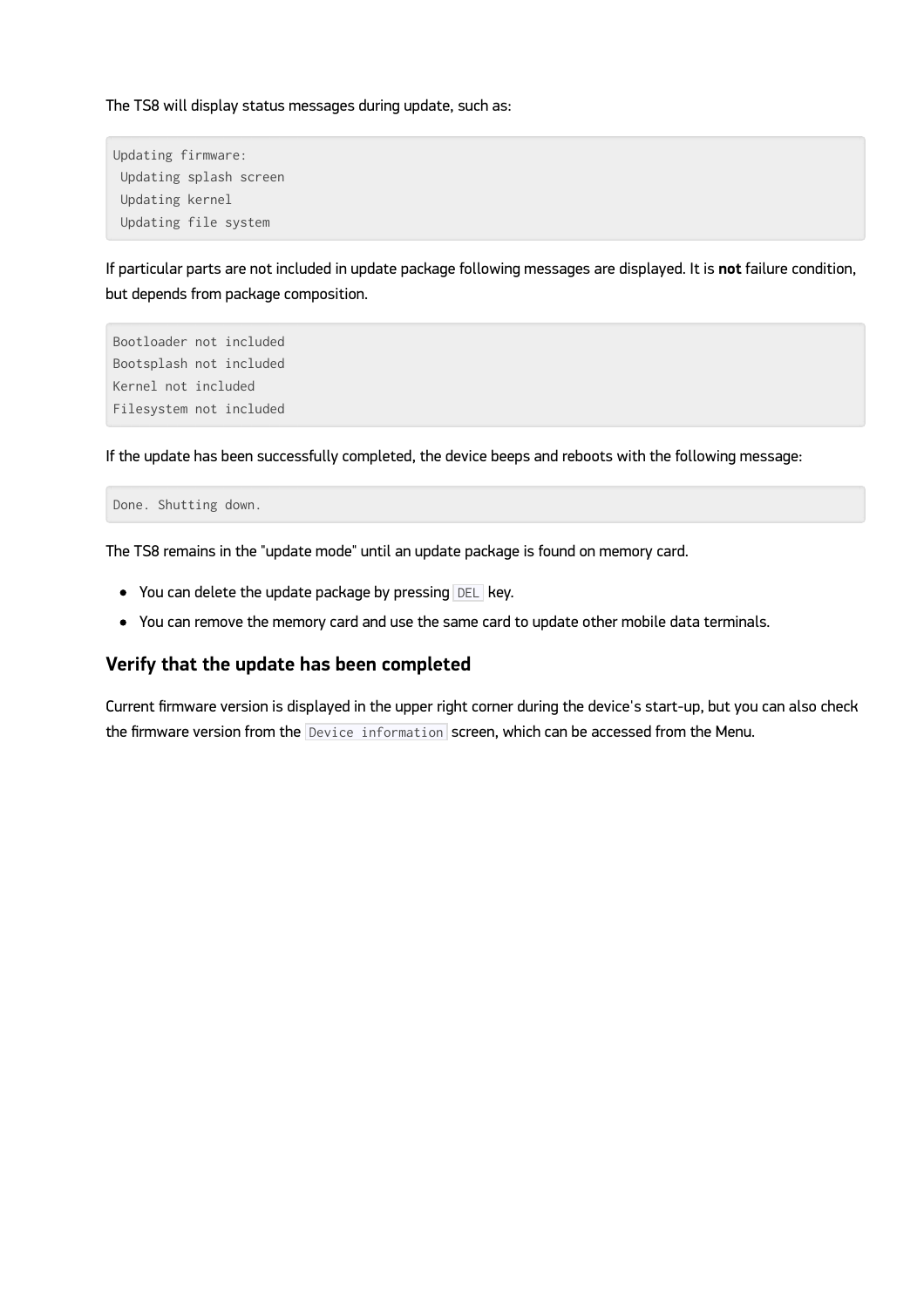The TS8 will display status messages during update, such as:

```
Updating firmware:
 Updating splash screen
 Updating kernel
 Updating file system
```

If particular parts are not included in update package following messages are displayed. It is **not** failure condition, but depends from package composition.

```
Bootloader not included
Bootsplash not included
Kernel not included
Filesystem not included
```

If the update has been successfully completed, the device beeps and reboots with the following message:

```
Done. Shutting down.
```

The TS8 remains in the "update mode" until an update package is found on memory card.

- You can delete the update package by pressing `DEL` key.
- You can remove the memory card and use the same card to update other mobile data terminals.

## Verify that the update has been completed

Current firmware version is displayed in the upper right corner during the device's start-up, but you can also check the firmware version from the `Device information` screen, which can be accessed from the Menu.